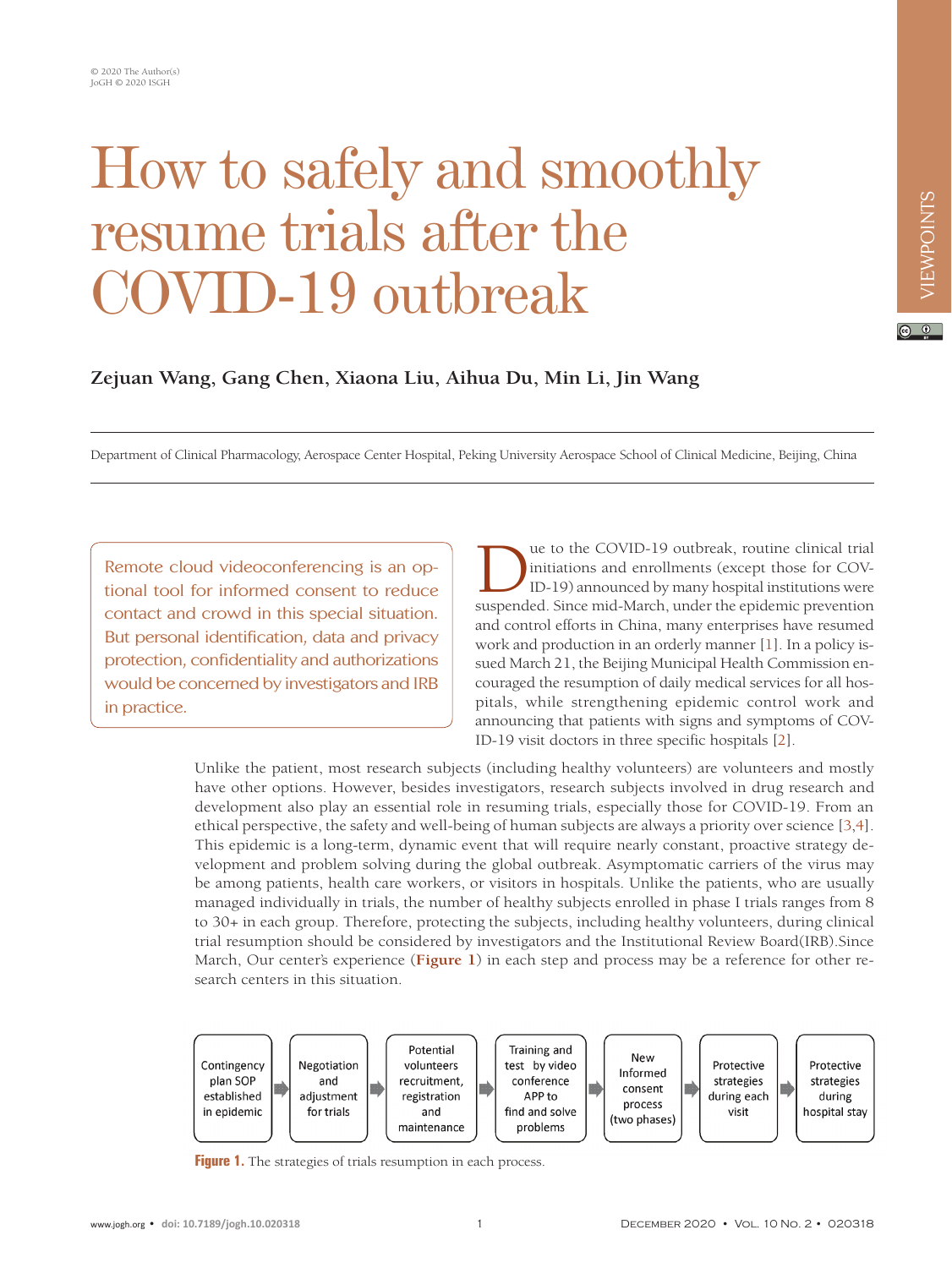# How to safely and smoothly resume trials after the COVID-19 outbreak

**Zejuan Wang, Gang Chen, Xiaona Liu, Aihua Du, Min Li, Jin Wang**

Department of Clinical Pharmacology, Aerospace Center Hospital, Peking University Aerospace School of Clinical Medicine, Beijing, China

> Remote cloud videoconferencing is an optional tool for informed consent to reduce contact and crowd in this special situation. But personal identification, data and privacy protection, confidentiality and authorizations would be concerned by investigators and IRB in practice.

Due to the COVID-19 outbreak, routine clinical trial initiations and enrollments (except those for COVID-19) announced by many hospital institutions were suspended. Since mid-March, under the epidemic prevention and control efforts in China, many enterprises have resumed work and production in an orderly manner [1]. In a policy issued March 21, the Beijing Municipal Health Commission encouraged the resumption of daily medical services for all hospitals, while strengthening epidemic control work and announcing that patients with signs and symptoms of COVID-19 visit doctors in three specific hospitals [2].

Unlike the patient, most research subjects (including healthy volunteers) are volunteers and mostly have other options. However, besides investigators, research subjects involved in drug research and development also play an essential role in resuming trials, especially those for COVID-19. From an ethical perspective, the safety and well-being of human subjects are always a priority over science [3,4]. This epidemic is a long-term, dynamic event that will require nearly constant, proactive strategy development and problem solving during the global outbreak. Asymptomatic carriers of the virus may be among patients, health care workers, or visitors in hospitals. Unlike the patients, who are usually managed individually in trials, the number of healthy subjects enrolled in phase I trials ranges from 8 to 30+ in each group. Therefore, protecting the subjects, including healthy volunteers, during clinical trial resumption should be considered by investigators and the Institutional Review Board(IRB).Since March, Our center's experience (**Figure 1**) in each step and process may be a reference for other research centers in this situation.

Contingency plan SOP established in epidemic → Negotiation and adjustment for trials → Potential volunteers recruitment, registration and maintenance → Training and test by video conference APP to find and solve problems → New Informed consent process (two phases) → Protective strategies during each visit → Protective strategies during hospital stay

**Figure 1.** The strategies of trials resumption in each process.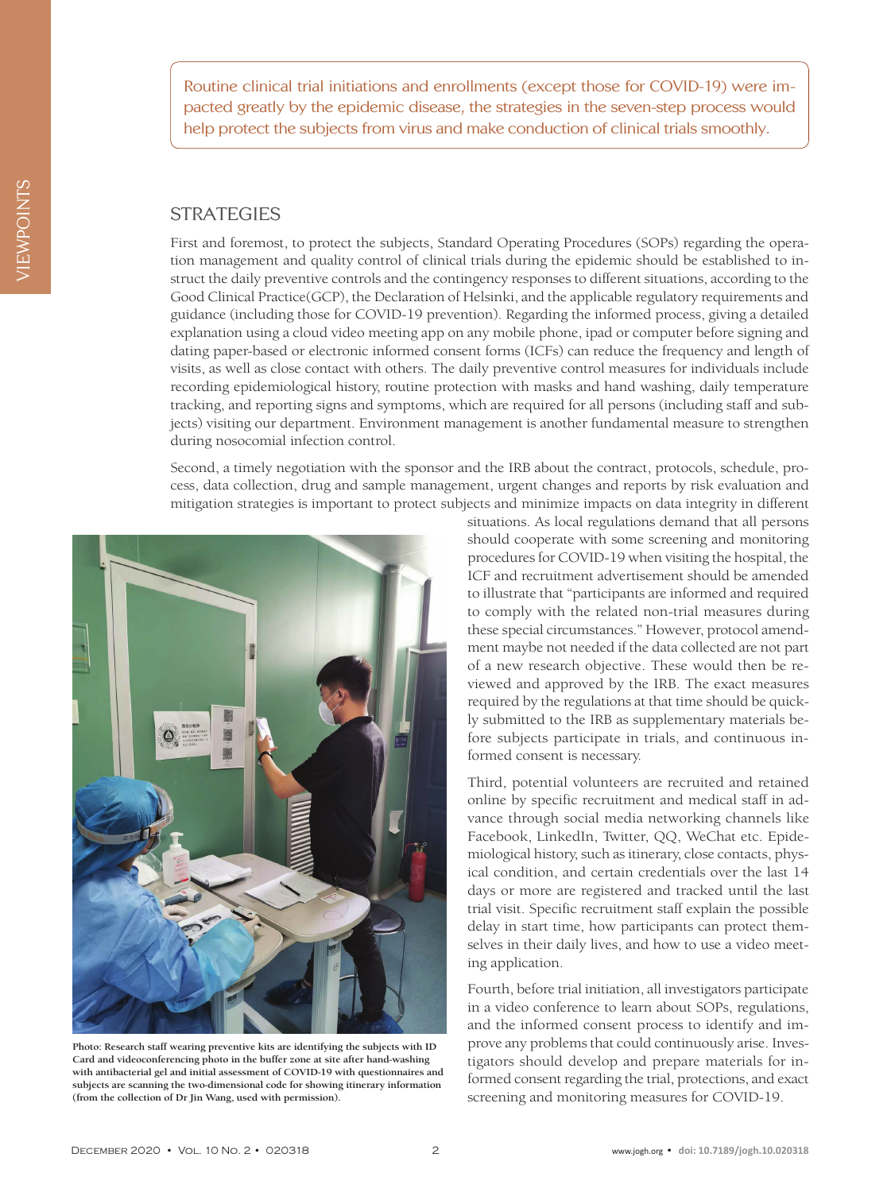Routine clinical trial initiations and enrollments (except those for COVID-19) were impacted greatly by the epidemic disease, the strategies in the seven-step process would help protect the subjects from virus and make conduction of clinical trials smoothly.

## STRATEGIES

First and foremost, to protect the subjects, Standard Operating Procedures (SOPs) regarding the operation management and quality control of clinical trials during the epidemic should be established to instruct the daily preventive controls and the contingency responses to different situations, according to the Good Clinical Practice(GCP), the Declaration of Helsinki, and the applicable regulatory requirements and guidance (including those for COVID-19 prevention). Regarding the informed process, giving a detailed explanation using a cloud video meeting app on any mobile phone, ipad or computer before signing and dating paper-based or electronic informed consent forms (ICFs) can reduce the frequency and length of visits, as well as close contact with others. The daily preventive control measures for individuals include recording epidemiological history, routine protection with masks and hand washing, daily temperature tracking, and reporting signs and symptoms, which are required for all persons (including staff and subjects) visiting our department. Environment management is another fundamental measure to strengthen during nosocomial infection control.

Second, a timely negotiation with the sponsor and the IRB about the contract, protocols, schedule, process, data collection, drug and sample management, urgent changes and reports by risk evaluation and mitigation strategies is important to protect subjects and minimize impacts on data integrity in different situations. As local regulations demand that all persons should cooperate with some screening and monitoring procedures for COVID-19 when visiting the hospital, the ICF and recruitment advertisement should be amended to illustrate that "participants are informed and required to comply with the related non-trial measures during these special circumstances." However, protocol amendment maybe not needed if the data collected are not part of a new research objective. These would then be reviewed and approved by the IRB. The exact measures required by the regulations at that time should be quickly submitted to the IRB as supplementary materials before subjects participate in trials, and continuous informed consent is necessary.

**Photo: Research staff wearing preventive kits are identifying the subjects with ID Card and videoconferencing photo in the buffer zone at site after hand-washing with antibacterial gel and initial assessment of COVID-19 with questionnaires and subjects are scanning the two-dimensional code for showing itinerary information (from the collection of Dr Jin Wang, used with permission).**

Third, potential volunteers are recruited and retained online by specific recruitment and medical staff in advance through social media networking channels like Facebook, LinkedIn, Twitter, QQ, WeChat etc. Epidemiological history, such as itinerary, close contacts, physical condition, and certain credentials over the last 14 days or more are registered and tracked until the last trial visit. Specific recruitment staff explain the possible delay in start time, how participants can protect themselves in their daily lives, and how to use a video meeting application.

Fourth, before trial initiation, all investigators participate in a video conference to learn about SOPs, regulations, and the informed consent process to identify and improve any problems that could continuously arise. Investigators should develop and prepare materials for informed consent regarding the trial, protections, and exact screening and monitoring measures for COVID-19.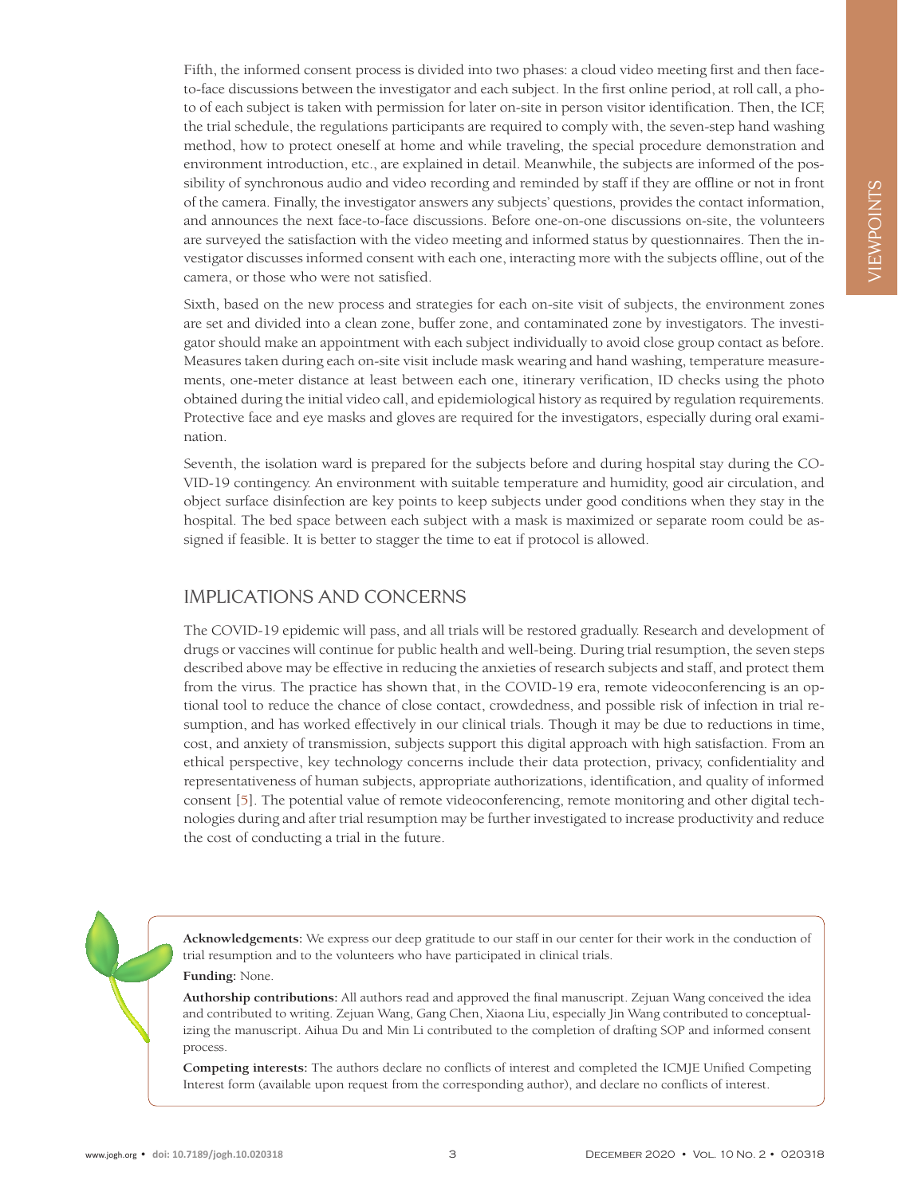Fifth, the informed consent process is divided into two phases: a cloud video meeting first and then face-to-face discussions between the investigator and each subject. In the first online period, at roll call, a photo of each subject is taken with permission for later on-site in person visitor identification. Then, the ICF, the trial schedule, the regulations participants are required to comply with, the seven-step hand washing method, how to protect oneself at home and while traveling, the special procedure demonstration and environment introduction, etc., are explained in detail. Meanwhile, the subjects are informed of the possibility of synchronous audio and video recording and reminded by staff if they are offline or not in front of the camera. Finally, the investigator answers any subjects' questions, provides the contact information, and announces the next face-to-face discussions. Before one-on-one discussions on-site, the volunteers are surveyed the satisfaction with the video meeting and informed status by questionnaires. Then the investigator discusses informed consent with each one, interacting more with the subjects offline, out of the camera, or those who were not satisfied.

Sixth, based on the new process and strategies for each on-site visit of subjects, the environment zones are set and divided into a clean zone, buffer zone, and contaminated zone by investigators. The investigator should make an appointment with each subject individually to avoid close group contact as before. Measures taken during each on-site visit include mask wearing and hand washing, temperature measurements, one-meter distance at least between each one, itinerary verification, ID checks using the photo obtained during the initial video call, and epidemiological history as required by regulation requirements. Protective face and eye masks and gloves are required for the investigators, especially during oral examination.

Seventh, the isolation ward is prepared for the subjects before and during hospital stay during the COVID-19 contingency. An environment with suitable temperature and humidity, good air circulation, and object surface disinfection are key points to keep subjects under good conditions when they stay in the hospital. The bed space between each subject with a mask is maximized or separate room could be assigned if feasible. It is better to stagger the time to eat if protocol is allowed.

## IMPLICATIONS AND CONCERNS

The COVID-19 epidemic will pass, and all trials will be restored gradually. Research and development of drugs or vaccines will continue for public health and well-being. During trial resumption, the seven steps described above may be effective in reducing the anxieties of research subjects and staff, and protect them from the virus. The practice has shown that, in the COVID-19 era, remote videoconferencing is an optional tool to reduce the chance of close contact, crowdedness, and possible risk of infection in trial resumption, and has worked effectively in our clinical trials. Though it may be due to reductions in time, cost, and anxiety of transmission, subjects support this digital approach with high satisfaction. From an ethical perspective, key technology concerns include their data protection, privacy, confidentiality and representativeness of human subjects, appropriate authorizations, identification, and quality of informed consent [5]. The potential value of remote videoconferencing, remote monitoring and other digital technologies during and after trial resumption may be further investigated to increase productivity and reduce the cost of conducting a trial in the future.

**Acknowledgements:** We express our deep gratitude to our staff in our center for their work in the conduction of trial resumption and to the volunteers who have participated in clinical trials.

**Funding:** None.

**Authorship contributions:** All authors read and approved the final manuscript. Zejuan Wang conceived the idea and contributed to writing. Zejuan Wang, Gang Chen, Xiaona Liu, especially Jin Wang contributed to conceptualizing the manuscript. Aihua Du and Min Li contributed to the completion of drafting SOP and informed consent process.

**Competing interests:** The authors declare no conflicts of interest and completed the ICMJE Unified Competing Interest form (available upon request from the corresponding author), and declare no conflicts of interest.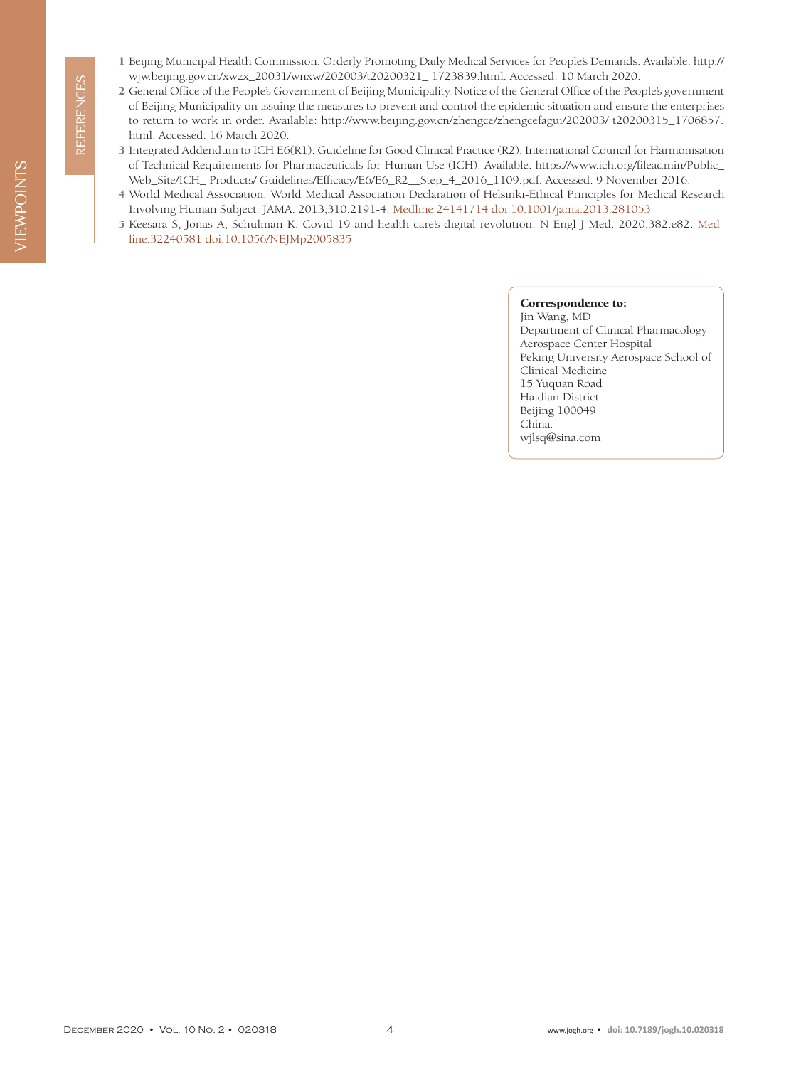## REFERENCES

1. Beijing Municipal Health Commission. Orderly Promoting Daily Medical Services for People's Demands. Available: http://wjw.beijing.gov.cn/xwzx_20031/wnxw/202003/t20200321_ 1723839.html. Accessed: 10 March 2020.
2. General Office of the People's Government of Beijing Municipality. Notice of the General Office of the People's government of Beijing Municipality on issuing the measures to prevent and control the epidemic situation and ensure the enterprises to return to work in order. Available: http://www.beijing.gov.cn/zhengce/zhengcefagui/202003/ t20200315_1706857.html. Accessed: 16 March 2020.
3. Integrated Addendum to ICH E6(R1): Guideline for Good Clinical Practice (R2). International Council for Harmonisation of Technical Requirements for Pharmaceuticals for Human Use (ICH). Available: https://www.ich.org/fileadmin/Public_Web_Site/ICH_ Products/ Guidelines/Efficacy/E6/E6_R2__Step_4_2016_1109.pdf. Accessed: 9 November 2016.
4. World Medical Association. World Medical Association Declaration of Helsinki-Ethical Principles for Medical Research Involving Human Subject. JAMA. 2013;310:2191-4. Medline:24141714 doi:10.1001/jama.2013.281053
5. Keesara S, Jonas A, Schulman K. Covid-19 and health care's digital revolution. N Engl J Med. 2020;382:e82. Medline:32240581 doi:10.1056/NEJMp2005835

**Correspondence to:**
Jin Wang, MD
Department of Clinical Pharmacology
Aerospace Center Hospital
Peking University Aerospace School of Clinical Medicine
15 Yuquan Road
Haidian District
Beijing 100049
China.
wjlsq@sina.com